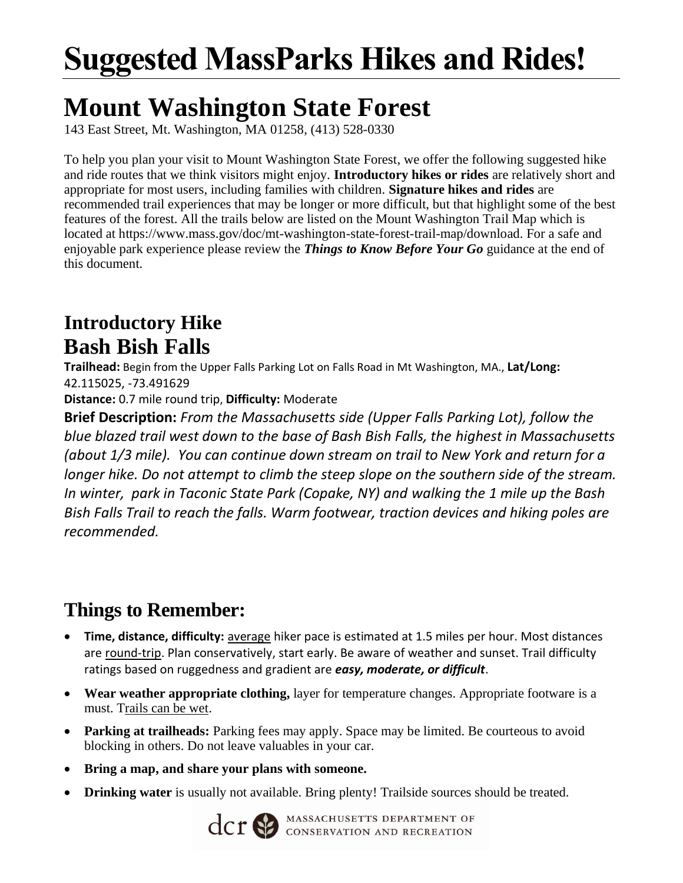# Suggested MassParks Hikes and Rides!

# Mount Washington State Forest

143 East Street, Mt. Washington, MA 01258, (413) 528-0330

To help you plan your visit to Mount Washington State Forest, we offer the following suggested hike and ride routes that we think visitors might enjoy. **Introductory hikes or rides** are relatively short and appropriate for most users, including families with children. **Signature hikes and rides** are recommended trail experiences that may be longer or more difficult, but that highlight some of the best features of the forest. All the trails below are listed on the Mount Washington Trail Map which is located at https://www.mass.gov/doc/mt-washington-state-forest-trail-map/download. For a safe and enjoyable park experience please review the ***Things to Know Before Your Go*** guidance at the end of this document.

## Introductory Hike

## Bash Bish Falls

**Trailhead:** Begin from the Upper Falls Parking Lot on Falls Road in Mt Washington, MA., **Lat/Long:** 42.115025, -73.491629

**Distance:** 0.7 mile round trip, **Difficulty:** Moderate

**Brief Description:** *From the Massachusetts side (Upper Falls Parking Lot), follow the blue blazed trail west down to the base of Bash Bish Falls, the highest in Massachusetts (about 1/3 mile). You can continue down stream on trail to New York and return for a longer hike. Do not attempt to climb the steep slope on the southern side of the stream. In winter, park in Taconic State Park (Copake, NY) and walking the 1 mile up the Bash Bish Falls Trail to reach the falls. Warm footwear, traction devices and hiking poles are recommended.*

## Things to Remember:

- **Time, distance, difficulty:** average hiker pace is estimated at 1.5 miles per hour. Most distances are round-trip. Plan conservatively, start early. Be aware of weather and sunset. Trail difficulty ratings based on ruggedness and gradient are ***easy, moderate, or difficult***.
- **Wear weather appropriate clothing,** layer for temperature changes. Appropriate footware is a must. Trails can be wet.
- **Parking at trailheads:** Parking fees may apply. Space may be limited. Be courteous to avoid blocking in others. Do not leave valuables in your car.
- **Bring a map, and share your plans with someone.**
- **Drinking water** is usually not available. Bring plenty! Trailside sources should be treated.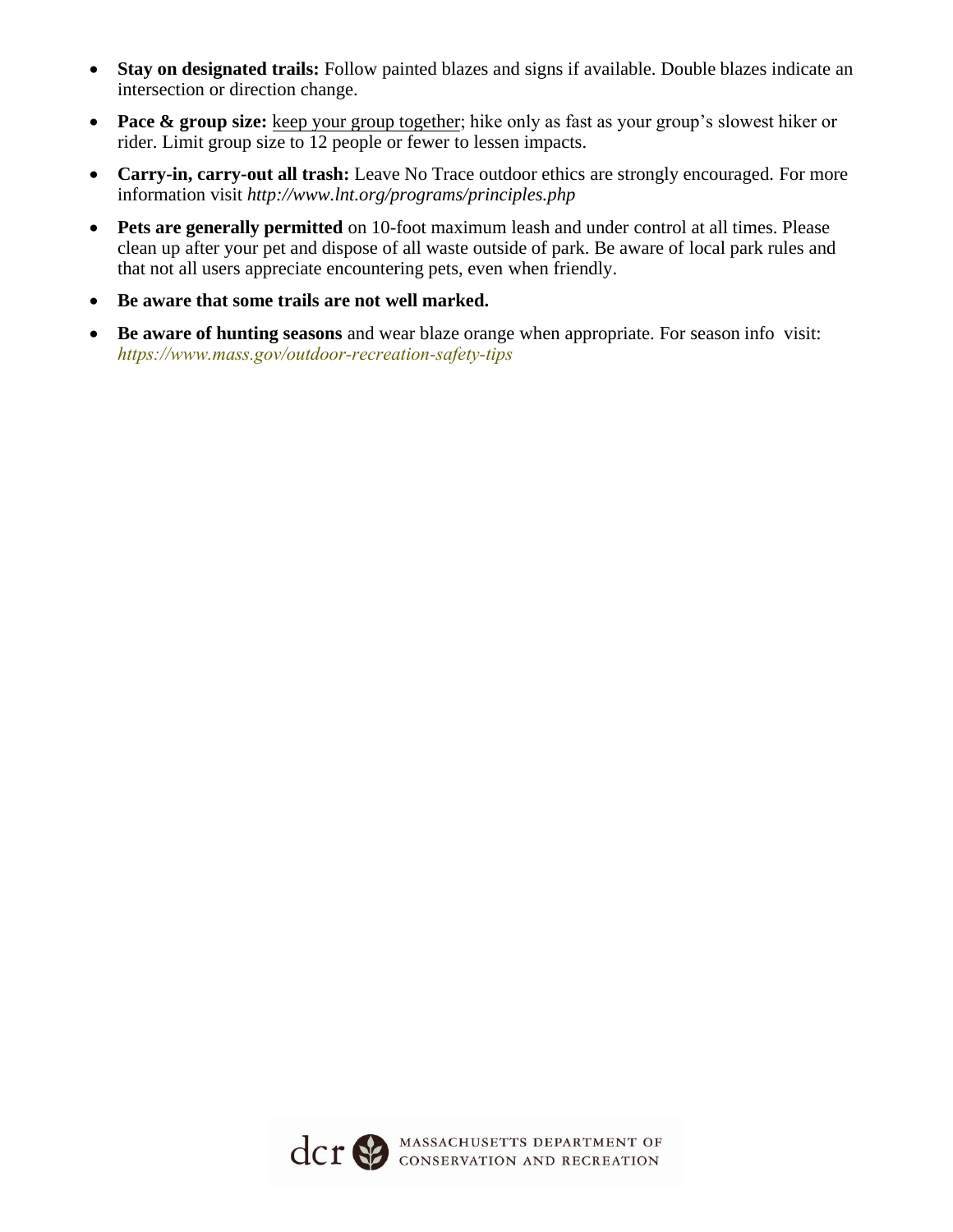- **Stay on designated trails:** Follow painted blazes and signs if available. Double blazes indicate an intersection or direction change.
- **Pace & group size:** keep your group together; hike only as fast as your group's slowest hiker or rider. Limit group size to 12 people or fewer to lessen impacts.
- **Carry-in, carry-out all trash:** Leave No Trace outdoor ethics are strongly encouraged. For more information visit *http://www.lnt.org/programs/principles.php*
- **Pets are generally permitted** on 10-foot maximum leash and under control at all times. Please clean up after your pet and dispose of all waste outside of park. Be aware of local park rules and that not all users appreciate encountering pets, even when friendly.
- **Be aware that some trails are not well marked.**
- **Be aware of hunting seasons** and wear blaze orange when appropriate. For season info visit: *https://www.mass.gov/outdoor-recreation-safety-tips*

dcr MASSACHUSETTS DEPARTMENT OF CONSERVATION AND RECREATION